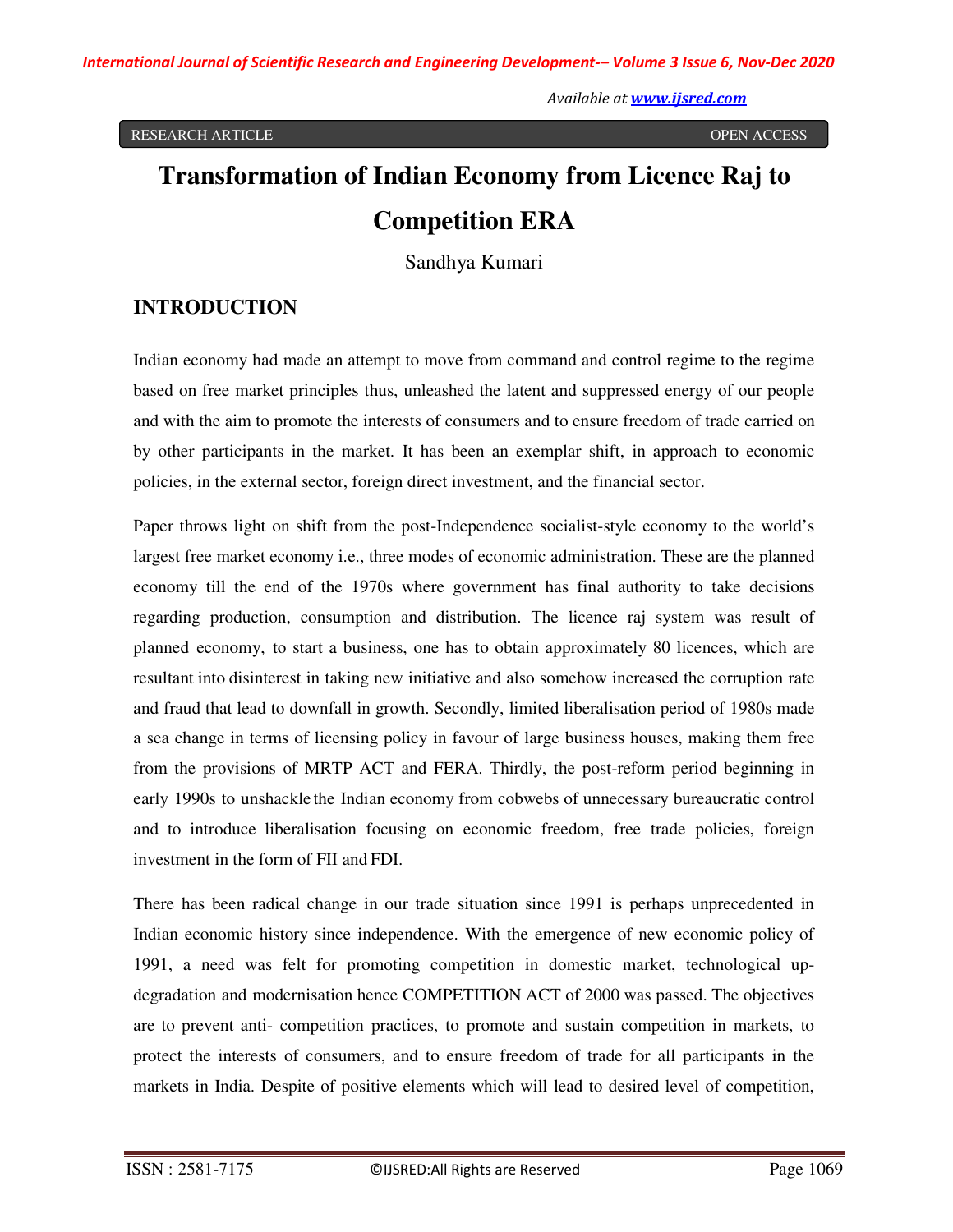RESEARCH ARTICLE OPEN ACCESS

# Transformation of Indian Economy from Licence Raj to Competition ERA

Sandhya Kumari

## INTRODUCTION

Indian economy had made an attempt to move from command and control regime to the regime based on free market principles thus, unleashed the latent and suppressed energy of our people and with the aim to promote the interests of consumers and to ensure freedom of trade carried on by other participants in the market. It has been an exemplar shift, in approach to economic policies, in the external sector, foreign direct investment, and the financial sector.

Paper throws light on shift from the post-Independence socialist-style economy to the world's largest free market economy i.e., three modes of economic administration. These are the planned economy till the end of the 1970s where government has final authority to take decisions regarding production, consumption and distribution. The licence raj system was result of planned economy, to start a business, one has to obtain approximately 80 licences, which are resultant into disinterest in taking new initiative and also somehow increased the corruption rate and fraud that lead to downfall in growth. Secondly, limited liberalisation period of 1980s made a sea change in terms of licensing policy in favour of large business houses, making them free from the provisions of MRTP ACT and FERA. Thirdly, the post-reform period beginning in early 1990s to unshackle the Indian economy from cobwebs of unnecessary bureaucratic control and to introduce liberalisation focusing on economic freedom, free trade policies, foreign investment in the form of FII and FDI.

There has been radical change in our trade situation since 1991 is perhaps unprecedented in Indian economic history since independence. With the emergence of new economic policy of 1991, a need was felt for promoting competition in domestic market, technological up-degradation and modernisation hence COMPETITION ACT of 2000 was passed. The objectives are to prevent anti- competition practices, to promote and sustain competition in markets, to protect the interests of consumers, and to ensure freedom of trade for all participants in the markets in India. Despite of positive elements which will lead to desired level of competition,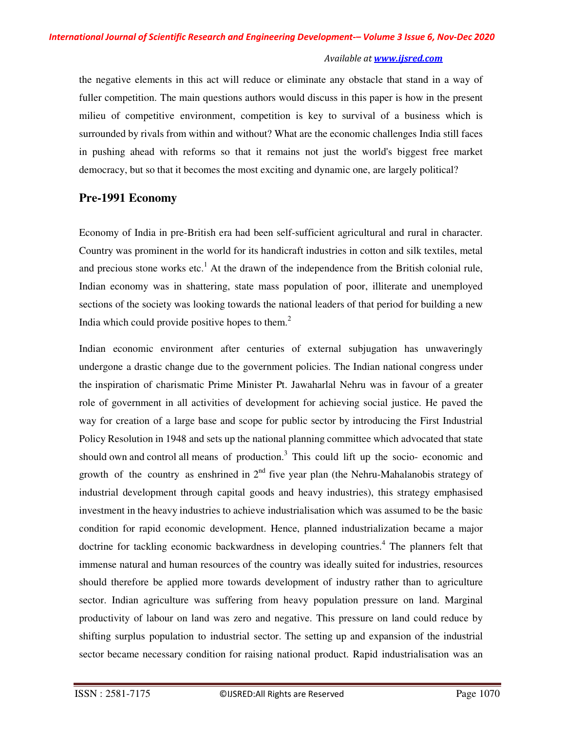the negative elements in this act will reduce or eliminate any obstacle that stand in a way of fuller competition. The main questions authors would discuss in this paper is how in the present milieu of competitive environment, competition is key to survival of a business which is surrounded by rivals from within and without? What are the economic challenges India still faces in pushing ahead with reforms so that it remains not just the world's biggest free market democracy, but so that it becomes the most exciting and dynamic one, are largely political?

## Pre-1991 Economy

Economy of India in pre-British era had been self-sufficient agricultural and rural in character. Country was prominent in the world for its handicraft industries in cotton and silk textiles, metal and precious stone works etc.[1] At the drawn of the independence from the British colonial rule, Indian economy was in shattering, state mass population of poor, illiterate and unemployed sections of the society was looking towards the national leaders of that period for building a new India which could provide positive hopes to them.[2]

Indian economic environment after centuries of external subjugation has unwaveringly undergone a drastic change due to the government policies. The Indian national congress under the inspiration of charismatic Prime Minister Pt. Jawaharlal Nehru was in favour of a greater role of government in all activities of development for achieving social justice. He paved the way for creation of a large base and scope for public sector by introducing the First Industrial Policy Resolution in 1948 and sets up the national planning committee which advocated that state should own and control all means of production.[3] This could lift up the socio- economic and growth of the country as enshrined in 2nd five year plan (the Nehru-Mahalanobis strategy of industrial development through capital goods and heavy industries), this strategy emphasised investment in the heavy industries to achieve industrialisation which was assumed to be the basic condition for rapid economic development. Hence, planned industrialization became a major doctrine for tackling economic backwardness in developing countries.[4] The planners felt that immense natural and human resources of the country was ideally suited for industries, resources should therefore be applied more towards development of industry rather than to agriculture sector. Indian agriculture was suffering from heavy population pressure on land. Marginal productivity of labour on land was zero and negative. This pressure on land could reduce by shifting surplus population to industrial sector. The setting up and expansion of the industrial sector became necessary condition for raising national product. Rapid industrialisation was an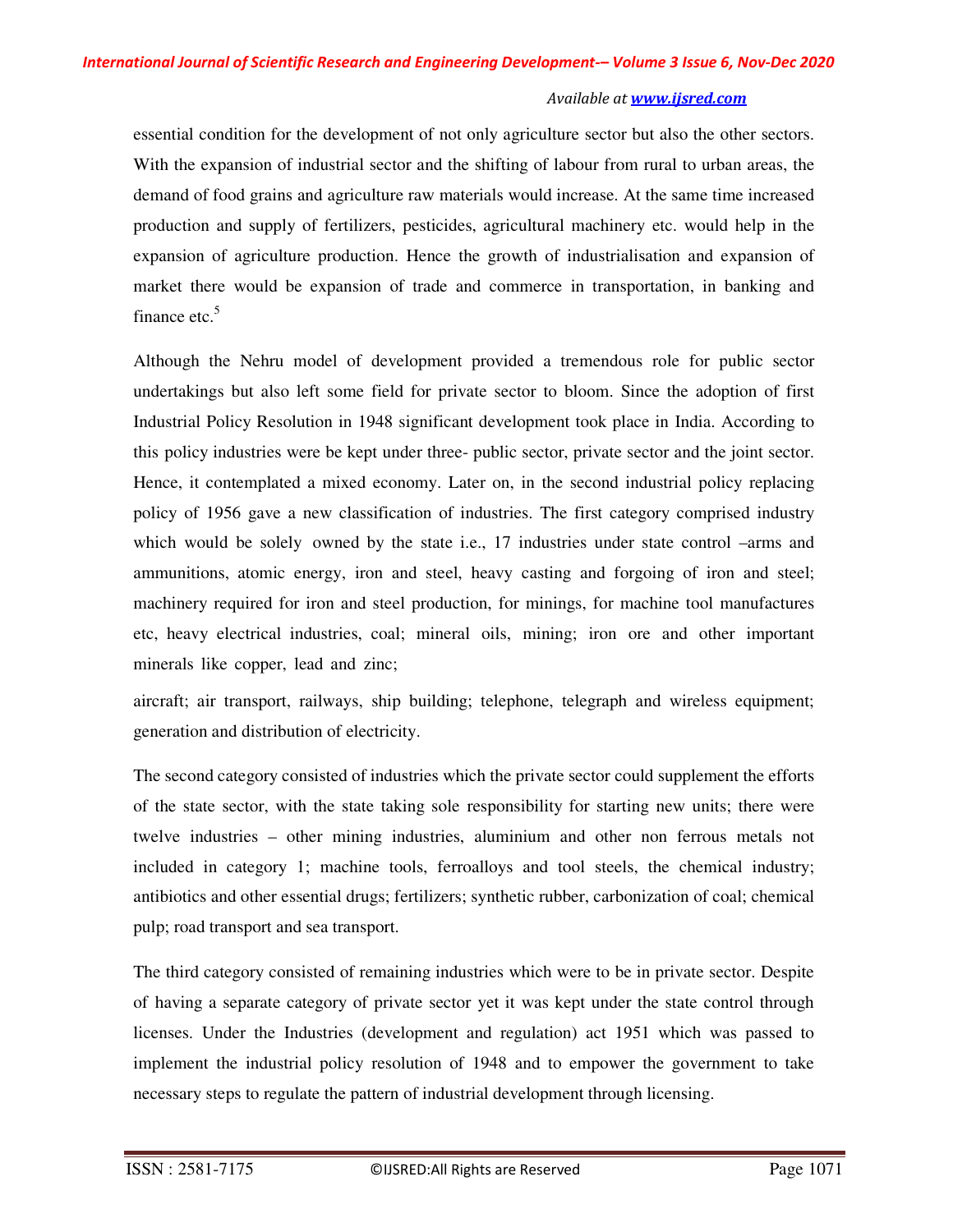essential condition for the development of not only agriculture sector but also the other sectors. With the expansion of industrial sector and the shifting of labour from rural to urban areas, the demand of food grains and agriculture raw materials would increase. At the same time increased production and supply of fertilizers, pesticides, agricultural machinery etc. would help in the expansion of agriculture production. Hence the growth of industrialisation and expansion of market there would be expansion of trade and commerce in transportation, in banking and finance etc.[5]

Although the Nehru model of development provided a tremendous role for public sector undertakings but also left some field for private sector to bloom. Since the adoption of first Industrial Policy Resolution in 1948 significant development took place in India. According to this policy industries were be kept under three- public sector, private sector and the joint sector. Hence, it contemplated a mixed economy. Later on, in the second industrial policy replacing policy of 1956 gave a new classification of industries. The first category comprised industry which would be solely owned by the state i.e., 17 industries under state control –arms and ammunitions, atomic energy, iron and steel, heavy casting and forgoing of iron and steel; machinery required for iron and steel production, for minings, for machine tool manufactures etc, heavy electrical industries, coal; mineral oils, mining; iron ore and other important minerals like copper, lead and zinc;

aircraft; air transport, railways, ship building; telephone, telegraph and wireless equipment; generation and distribution of electricity.

The second category consisted of industries which the private sector could supplement the efforts of the state sector, with the state taking sole responsibility for starting new units; there were twelve industries – other mining industries, aluminium and other non ferrous metals not included in category 1; machine tools, ferroalloys and tool steels, the chemical industry; antibiotics and other essential drugs; fertilizers; synthetic rubber, carbonization of coal; chemical pulp; road transport and sea transport.

The third category consisted of remaining industries which were to be in private sector. Despite of having a separate category of private sector yet it was kept under the state control through licenses. Under the Industries (development and regulation) act 1951 which was passed to implement the industrial policy resolution of 1948 and to empower the government to take necessary steps to regulate the pattern of industrial development through licensing.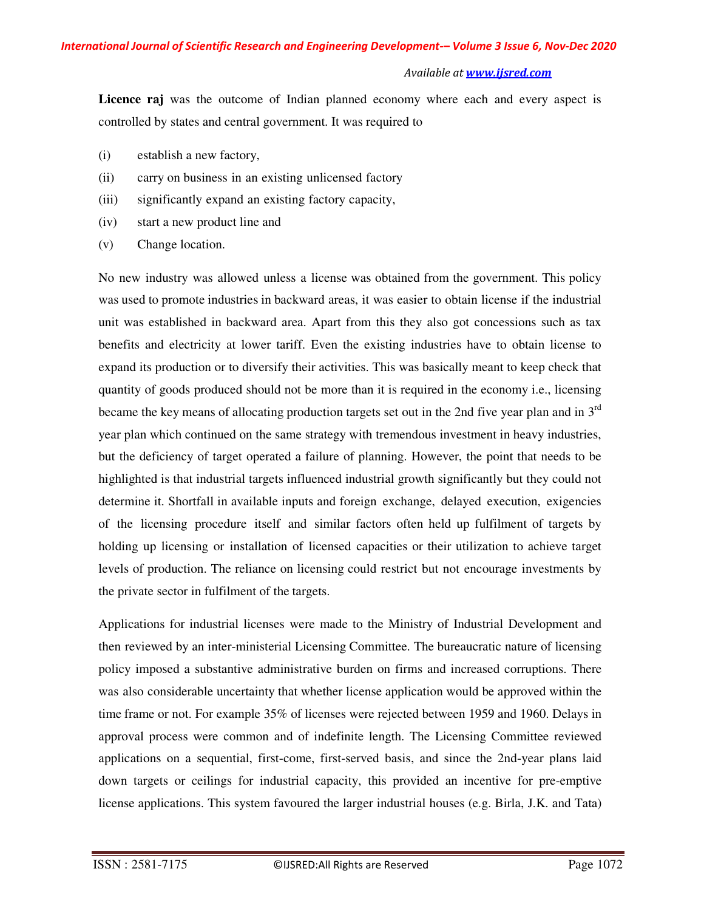**Licence raj** was the outcome of Indian planned economy where each and every aspect is controlled by states and central government. It was required to

(i) establish a new factory,

(ii) carry on business in an existing unlicensed factory

(iii) significantly expand an existing factory capacity,

(iv) start a new product line and

(v) Change location.

No new industry was allowed unless a license was obtained from the government. This policy was used to promote industries in backward areas, it was easier to obtain license if the industrial unit was established in backward area. Apart from this they also got concessions such as tax benefits and electricity at lower tariff. Even the existing industries have to obtain license to expand its production or to diversify their activities. This was basically meant to keep check that quantity of goods produced should not be more than it is required in the economy i.e., licensing became the key means of allocating production targets set out in the 2nd five year plan and in 3rd year plan which continued on the same strategy with tremendous investment in heavy industries, but the deficiency of target operated a failure of planning. However, the point that needs to be highlighted is that industrial targets influenced industrial growth significantly but they could not determine it. Shortfall in available inputs and foreign exchange, delayed execution, exigencies of the licensing procedure itself and similar factors often held up fulfilment of targets by holding up licensing or installation of licensed capacities or their utilization to achieve target levels of production. The reliance on licensing could restrict but not encourage investments by the private sector in fulfilment of the targets.

Applications for industrial licenses were made to the Ministry of Industrial Development and then reviewed by an inter-ministerial Licensing Committee. The bureaucratic nature of licensing policy imposed a substantive administrative burden on firms and increased corruptions. There was also considerable uncertainty that whether license application would be approved within the time frame or not. For example 35% of licenses were rejected between 1959 and 1960. Delays in approval process were common and of indefinite length. The Licensing Committee reviewed applications on a sequential, first-come, first-served basis, and since the 2nd-year plans laid down targets or ceilings for industrial capacity, this provided an incentive for pre-emptive license applications. This system favoured the larger industrial houses (e.g. Birla, J.K. and Tata)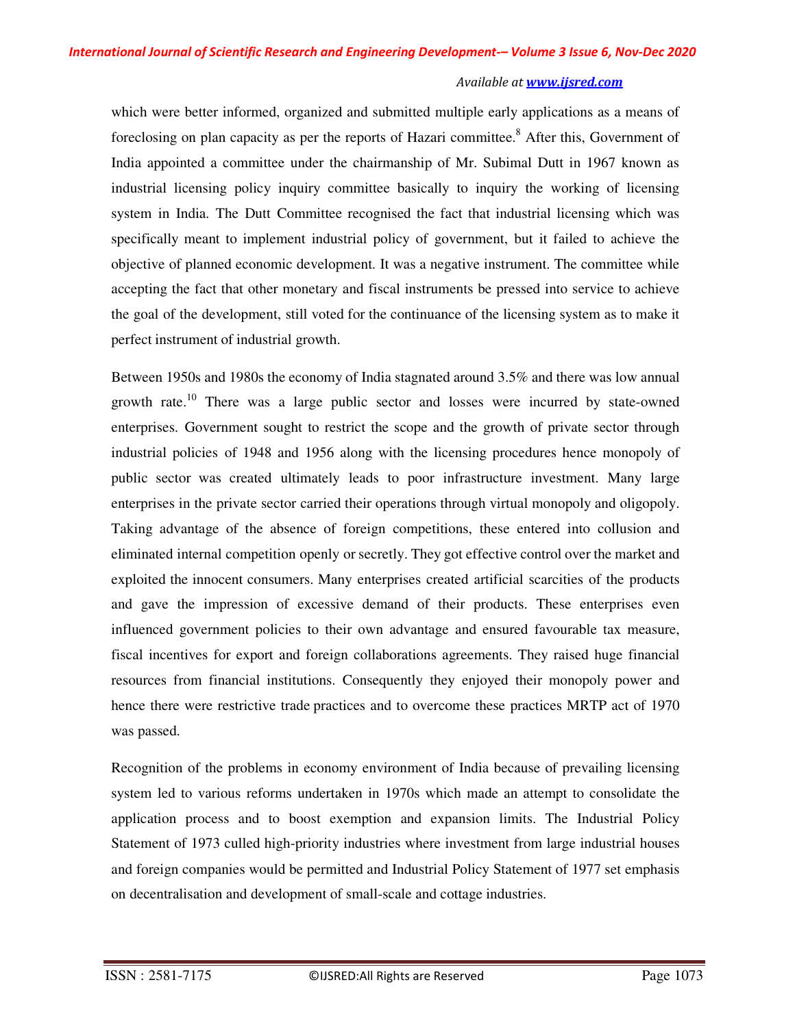which were better informed, organized and submitted multiple early applications as a means of foreclosing on plan capacity as per the reports of Hazari committee.[8] After this, Government of India appointed a committee under the chairmanship of Mr. Subimal Dutt in 1967 known as industrial licensing policy inquiry committee basically to inquiry the working of licensing system in India. The Dutt Committee recognised the fact that industrial licensing which was specifically meant to implement industrial policy of government, but it failed to achieve the objective of planned economic development. It was a negative instrument. The committee while accepting the fact that other monetary and fiscal instruments be pressed into service to achieve the goal of the development, still voted for the continuance of the licensing system as to make it perfect instrument of industrial growth.

Between 1950s and 1980s the economy of India stagnated around 3.5% and there was low annual growth rate.[10] There was a large public sector and losses were incurred by state-owned enterprises. Government sought to restrict the scope and the growth of private sector through industrial policies of 1948 and 1956 along with the licensing procedures hence monopoly of public sector was created ultimately leads to poor infrastructure investment. Many large enterprises in the private sector carried their operations through virtual monopoly and oligopoly. Taking advantage of the absence of foreign competitions, these entered into collusion and eliminated internal competition openly or secretly. They got effective control over the market and exploited the innocent consumers. Many enterprises created artificial scarcities of the products and gave the impression of excessive demand of their products. These enterprises even influenced government policies to their own advantage and ensured favourable tax measure, fiscal incentives for export and foreign collaborations agreements. They raised huge financial resources from financial institutions. Consequently they enjoyed their monopoly power and hence there were restrictive trade practices and to overcome these practices MRTP act of 1970 was passed.

Recognition of the problems in economy environment of India because of prevailing licensing system led to various reforms undertaken in 1970s which made an attempt to consolidate the application process and to boost exemption and expansion limits. The Industrial Policy Statement of 1973 culled high-priority industries where investment from large industrial houses and foreign companies would be permitted and Industrial Policy Statement of 1977 set emphasis on decentralisation and development of small-scale and cottage industries.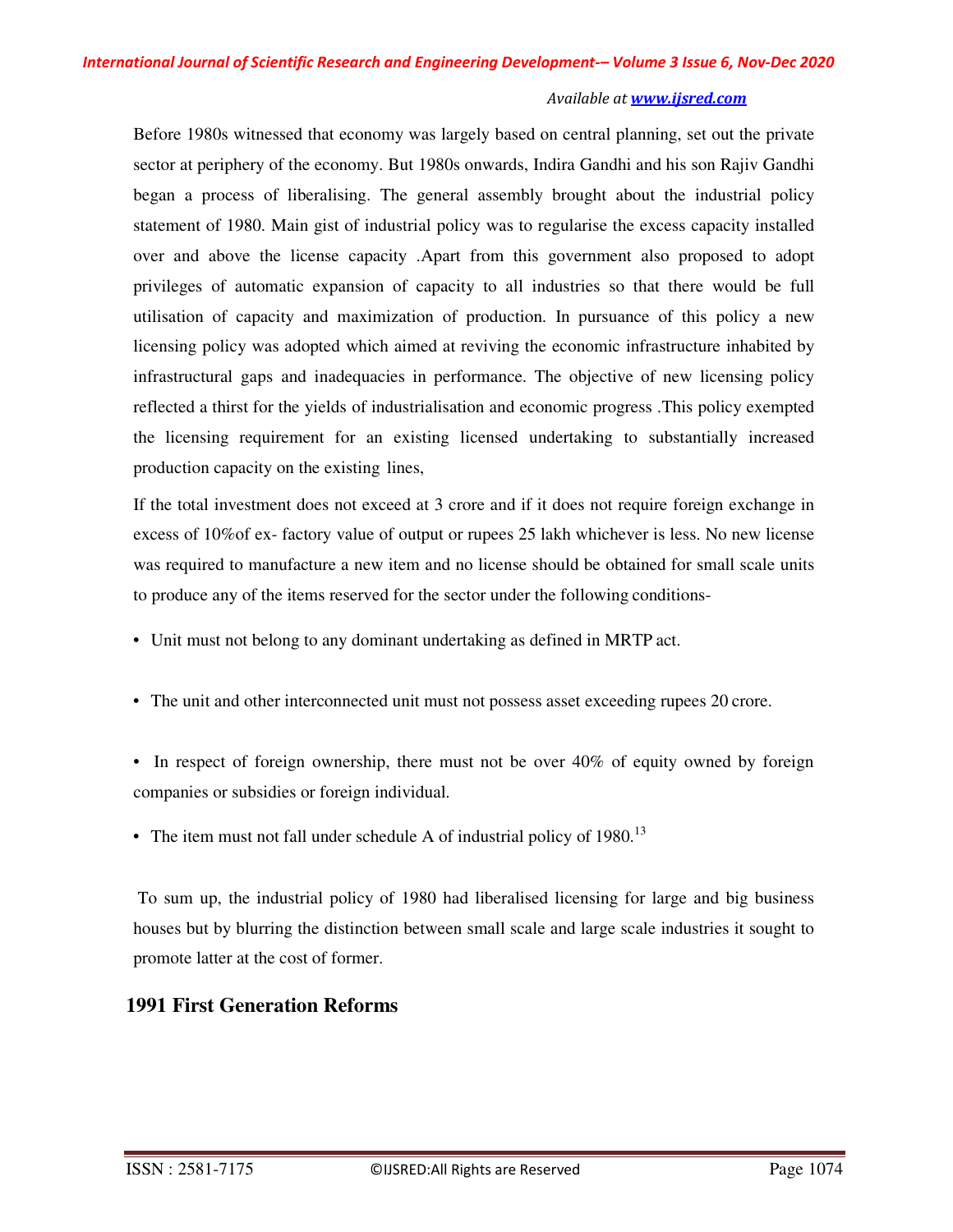Before 1980s witnessed that economy was largely based on central planning, set out the private sector at periphery of the economy. But 1980s onwards, Indira Gandhi and his son Rajiv Gandhi began a process of liberalising. The general assembly brought about the industrial policy statement of 1980. Main gist of industrial policy was to regularise the excess capacity installed over and above the license capacity .Apart from this government also proposed to adopt privileges of automatic expansion of capacity to all industries so that there would be full utilisation of capacity and maximization of production. In pursuance of this policy a new licensing policy was adopted which aimed at reviving the economic infrastructure inhabited by infrastructural gaps and inadequacies in performance. The objective of new licensing policy reflected a thirst for the yields of industrialisation and economic progress .This policy exempted the licensing requirement for an existing licensed undertaking to substantially increased production capacity on the existing lines,

If the total investment does not exceed at 3 crore and if it does not require foreign exchange in excess of 10%of ex- factory value of output or rupees 25 lakh whichever is less. No new license was required to manufacture a new item and no license should be obtained for small scale units to produce any of the items reserved for the sector under the following conditions-

- Unit must not belong to any dominant undertaking as defined in MRTP act.
- The unit and other interconnected unit must not possess asset exceeding rupees 20 crore.
- In respect of foreign ownership, there must not be over 40% of equity owned by foreign companies or subsidies or foreign individual.
- The item must not fall under schedule A of industrial policy of 1980.[13]

To sum up, the industrial policy of 1980 had liberalised licensing for large and big business houses but by blurring the distinction between small scale and large scale industries it sought to promote latter at the cost of former.

## 1991 First Generation Reforms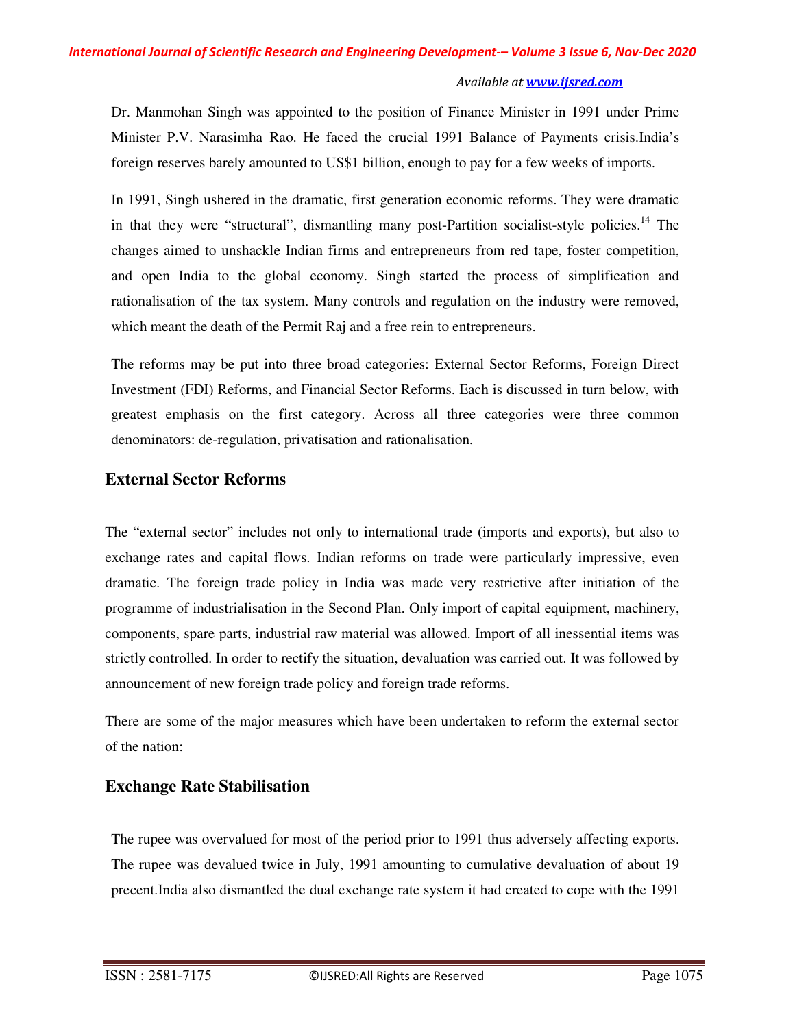Dr. Manmohan Singh was appointed to the position of Finance Minister in 1991 under Prime Minister P.V. Narasimha Rao. He faced the crucial 1991 Balance of Payments crisis.India's foreign reserves barely amounted to US$1 billion, enough to pay for a few weeks of imports.

In 1991, Singh ushered in the dramatic, first generation economic reforms. They were dramatic in that they were "structural", dismantling many post-Partition socialist-style policies.[14] The changes aimed to unshackle Indian firms and entrepreneurs from red tape, foster competition, and open India to the global economy. Singh started the process of simplification and rationalisation of the tax system. Many controls and regulation on the industry were removed, which meant the death of the Permit Raj and a free rein to entrepreneurs.

The reforms may be put into three broad categories: External Sector Reforms, Foreign Direct Investment (FDI) Reforms, and Financial Sector Reforms. Each is discussed in turn below, with greatest emphasis on the first category. Across all three categories were three common denominators: de-regulation, privatisation and rationalisation.

## External Sector Reforms

The "external sector" includes not only to international trade (imports and exports), but also to exchange rates and capital flows. Indian reforms on trade were particularly impressive, even dramatic. The foreign trade policy in India was made very restrictive after initiation of the programme of industrialisation in the Second Plan. Only import of capital equipment, machinery, components, spare parts, industrial raw material was allowed. Import of all inessential items was strictly controlled. In order to rectify the situation, devaluation was carried out. It was followed by announcement of new foreign trade policy and foreign trade reforms.

There are some of the major measures which have been undertaken to reform the external sector of the nation:

## Exchange Rate Stabilisation

The rupee was overvalued for most of the period prior to 1991 thus adversely affecting exports. The rupee was devalued twice in July, 1991 amounting to cumulative devaluation of about 19 precent.India also dismantled the dual exchange rate system it had created to cope with the 1991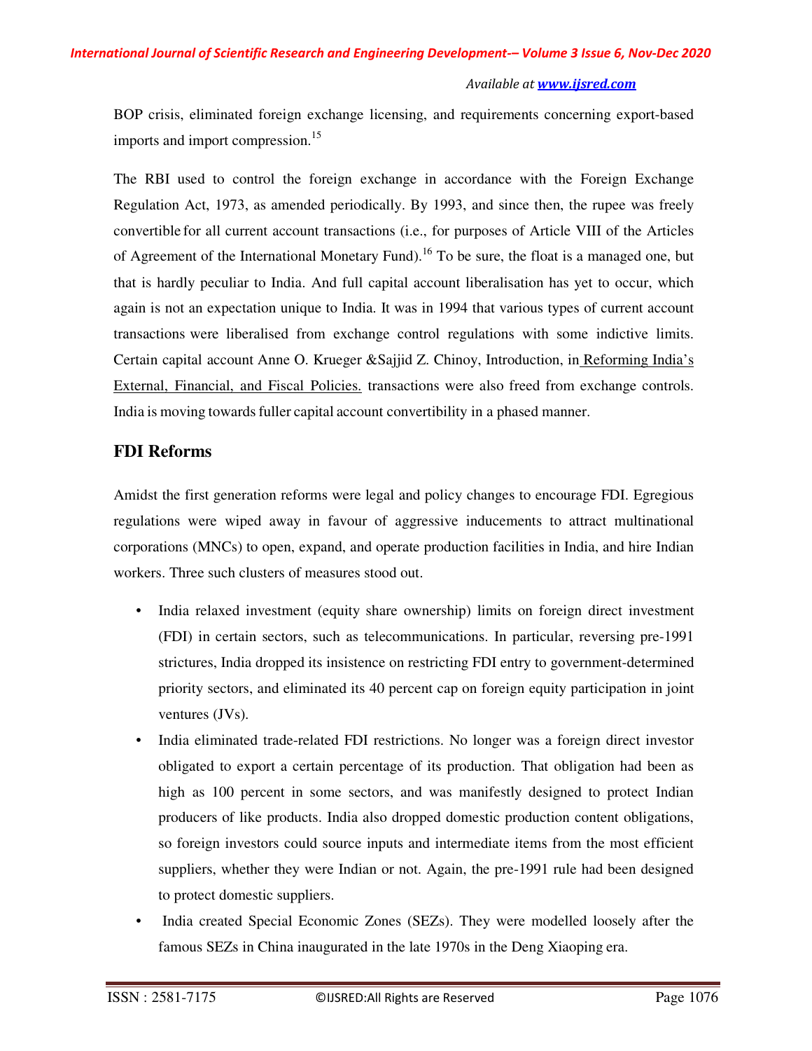BOP crisis, eliminated foreign exchange licensing, and requirements concerning export-based imports and import compression.[15]

The RBI used to control the foreign exchange in accordance with the Foreign Exchange Regulation Act, 1973, as amended periodically. By 1993, and since then, the rupee was freely convertible for all current account transactions (i.e., for purposes of Article VIII of the Articles of Agreement of the International Monetary Fund).[16] To be sure, the float is a managed one, but that is hardly peculiar to India. And full capital account liberalisation has yet to occur, which again is not an expectation unique to India. It was in 1994 that various types of current account transactions were liberalised from exchange control regulations with some indictive limits. Certain capital account Anne O. Krueger &Sajjid Z. Chinoy, Introduction, in Reforming India's External, Financial, and Fiscal Policies. transactions were also freed from exchange controls. India is moving towards fuller capital account convertibility in a phased manner.

## FDI Reforms

Amidst the first generation reforms were legal and policy changes to encourage FDI. Egregious regulations were wiped away in favour of aggressive inducements to attract multinational corporations (MNCs) to open, expand, and operate production facilities in India, and hire Indian workers. Three such clusters of measures stood out.

- India relaxed investment (equity share ownership) limits on foreign direct investment (FDI) in certain sectors, such as telecommunications. In particular, reversing pre-1991 strictures, India dropped its insistence on restricting FDI entry to government-determined priority sectors, and eliminated its 40 percent cap on foreign equity participation in joint ventures (JVs).
- India eliminated trade-related FDI restrictions. No longer was a foreign direct investor obligated to export a certain percentage of its production. That obligation had been as high as 100 percent in some sectors, and was manifestly designed to protect Indian producers of like products. India also dropped domestic production content obligations, so foreign investors could source inputs and intermediate items from the most efficient suppliers, whether they were Indian or not. Again, the pre-1991 rule had been designed to protect domestic suppliers.
- India created Special Economic Zones (SEZs). They were modelled loosely after the famous SEZs in China inaugurated in the late 1970s in the Deng Xiaoping era.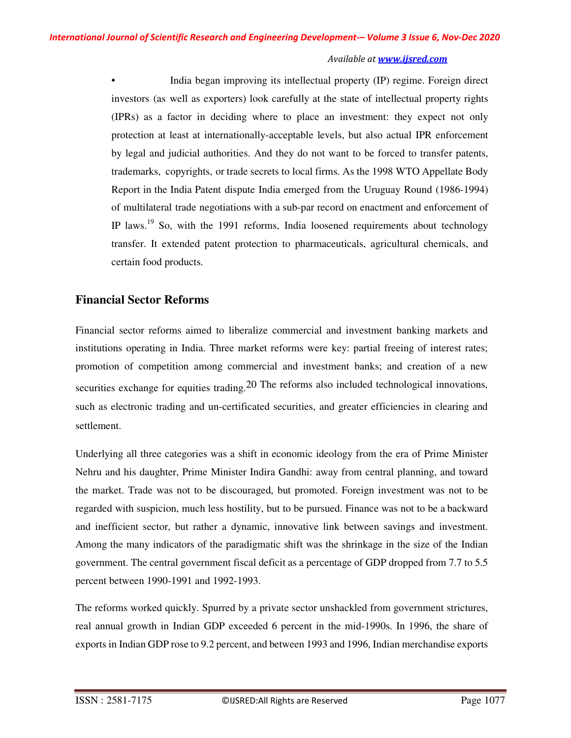- India began improving its intellectual property (IP) regime. Foreign direct investors (as well as exporters) look carefully at the state of intellectual property rights (IPRs) as a factor in deciding where to place an investment: they expect not only protection at least at internationally-acceptable levels, but also actual IPR enforcement by legal and judicial authorities. And they do not want to be forced to transfer patents, trademarks, copyrights, or trade secrets to local firms. As the 1998 WTO Appellate Body Report in the India Patent dispute India emerged from the Uruguay Round (1986-1994) of multilateral trade negotiations with a sub-par record on enactment and enforcement of IP laws.[19] So, with the 1991 reforms, India loosened requirements about technology transfer. It extended patent protection to pharmaceuticals, agricultural chemicals, and certain food products.

## Financial Sector Reforms

Financial sector reforms aimed to liberalize commercial and investment banking markets and institutions operating in India. Three market reforms were key: partial freeing of interest rates; promotion of competition among commercial and investment banks; and creation of a new securities exchange for equities trading.[20] The reforms also included technological innovations, such as electronic trading and un-certificated securities, and greater efficiencies in clearing and settlement.

Underlying all three categories was a shift in economic ideology from the era of Prime Minister Nehru and his daughter, Prime Minister Indira Gandhi: away from central planning, and toward the market. Trade was not to be discouraged, but promoted. Foreign investment was not to be regarded with suspicion, much less hostility, but to be pursued. Finance was not to be a backward and inefficient sector, but rather a dynamic, innovative link between savings and investment. Among the many indicators of the paradigmatic shift was the shrinkage in the size of the Indian government. The central government fiscal deficit as a percentage of GDP dropped from 7.7 to 5.5 percent between 1990-1991 and 1992-1993.

The reforms worked quickly. Spurred by a private sector unshackled from government strictures, real annual growth in Indian GDP exceeded 6 percent in the mid-1990s. In 1996, the share of exports in Indian GDP rose to 9.2 percent, and between 1993 and 1996, Indian merchandise exports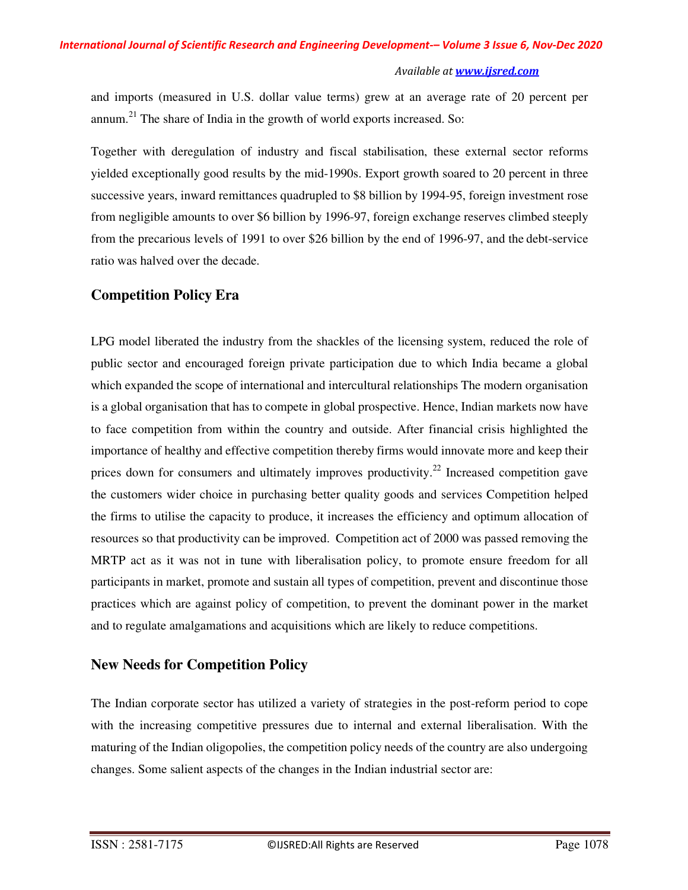and imports (measured in U.S. dollar value terms) grew at an average rate of 20 percent per annum.[21] The share of India in the growth of world exports increased. So:

Together with deregulation of industry and fiscal stabilisation, these external sector reforms yielded exceptionally good results by the mid-1990s. Export growth soared to 20 percent in three successive years, inward remittances quadrupled to $8 billion by 1994-95, foreign investment rose from negligible amounts to over $6 billion by 1996-97, foreign exchange reserves climbed steeply from the precarious levels of 1991 to over $26 billion by the end of 1996-97, and the debt-service ratio was halved over the decade.

## Competition Policy Era

LPG model liberated the industry from the shackles of the licensing system, reduced the role of public sector and encouraged foreign private participation due to which India became a global which expanded the scope of international and intercultural relationships The modern organisation is a global organisation that has to compete in global prospective. Hence, Indian markets now have to face competition from within the country and outside. After financial crisis highlighted the importance of healthy and effective competition thereby firms would innovate more and keep their prices down for consumers and ultimately improves productivity.[22] Increased competition gave the customers wider choice in purchasing better quality goods and services Competition helped the firms to utilise the capacity to produce, it increases the efficiency and optimum allocation of resources so that productivity can be improved. Competition act of 2000 was passed removing the MRTP act as it was not in tune with liberalisation policy, to promote ensure freedom for all participants in market, promote and sustain all types of competition, prevent and discontinue those practices which are against policy of competition, to prevent the dominant power in the market and to regulate amalgamations and acquisitions which are likely to reduce competitions.

## New Needs for Competition Policy

The Indian corporate sector has utilized a variety of strategies in the post-reform period to cope with the increasing competitive pressures due to internal and external liberalisation. With the maturing of the Indian oligopolies, the competition policy needs of the country are also undergoing changes. Some salient aspects of the changes in the Indian industrial sector are: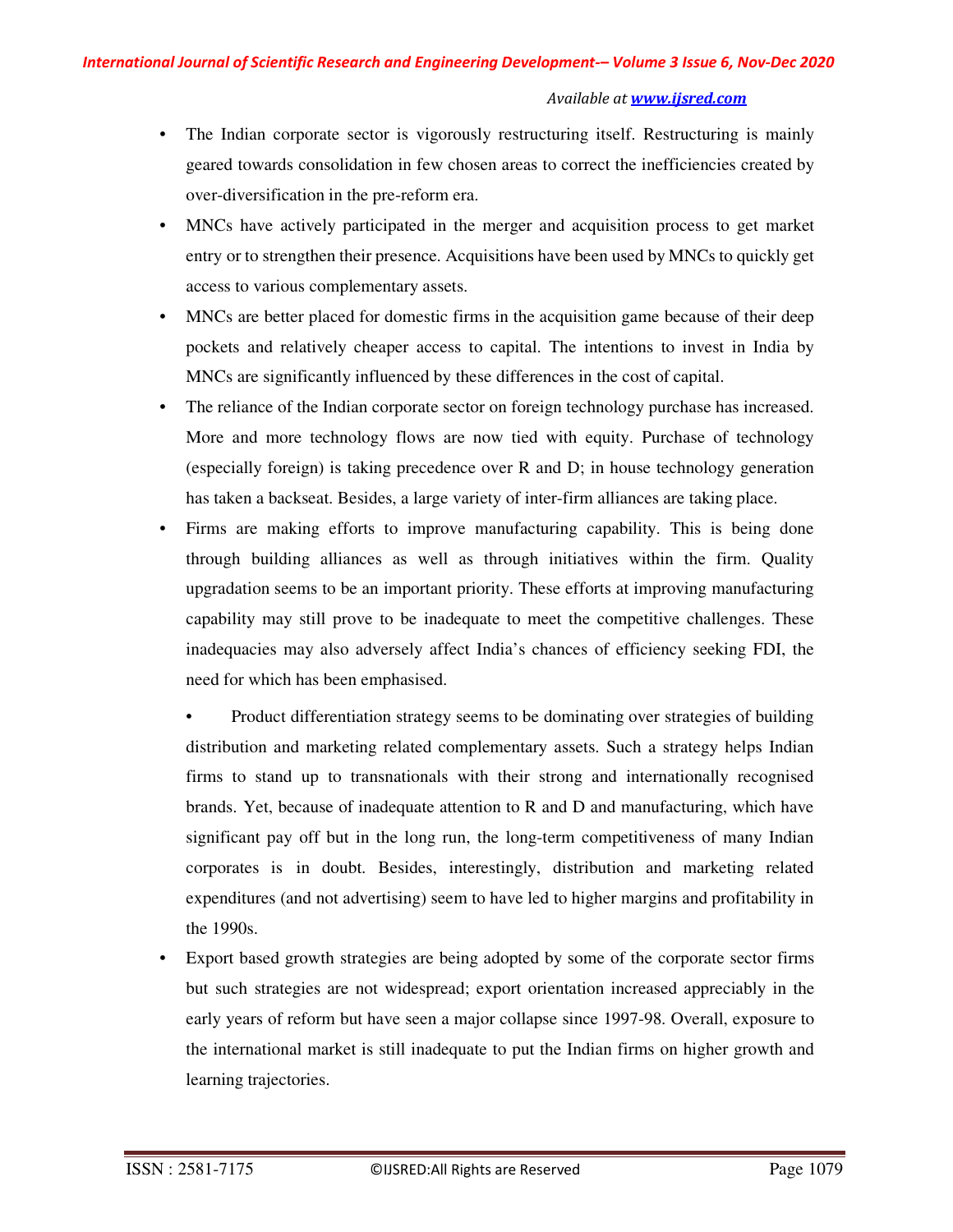- The Indian corporate sector is vigorously restructuring itself. Restructuring is mainly geared towards consolidation in few chosen areas to correct the inefficiencies created by over-diversification in the pre-reform era.
- MNCs have actively participated in the merger and acquisition process to get market entry or to strengthen their presence. Acquisitions have been used by MNCs to quickly get access to various complementary assets.
- MNCs are better placed for domestic firms in the acquisition game because of their deep pockets and relatively cheaper access to capital. The intentions to invest in India by MNCs are significantly influenced by these differences in the cost of capital.
- The reliance of the Indian corporate sector on foreign technology purchase has increased. More and more technology flows are now tied with equity. Purchase of technology (especially foreign) is taking precedence over R and D; in house technology generation has taken a backseat. Besides, a large variety of inter-firm alliances are taking place.
- Firms are making efforts to improve manufacturing capability. This is being done through building alliances as well as through initiatives within the firm. Quality upgradation seems to be an important priority. These efforts at improving manufacturing capability may still prove to be inadequate to meet the competitive challenges. These inadequacies may also adversely affect India's chances of efficiency seeking FDI, the need for which has been emphasised.
- Product differentiation strategy seems to be dominating over strategies of building distribution and marketing related complementary assets. Such a strategy helps Indian firms to stand up to transnationals with their strong and internationally recognised brands. Yet, because of inadequate attention to R and D and manufacturing, which have significant pay off but in the long run, the long-term competitiveness of many Indian corporates is in doubt. Besides, interestingly, distribution and marketing related expenditures (and not advertising) seem to have led to higher margins and profitability in the 1990s.
- Export based growth strategies are being adopted by some of the corporate sector firms but such strategies are not widespread; export orientation increased appreciably in the early years of reform but have seen a major collapse since 1997-98. Overall, exposure to the international market is still inadequate to put the Indian firms on higher growth and learning trajectories.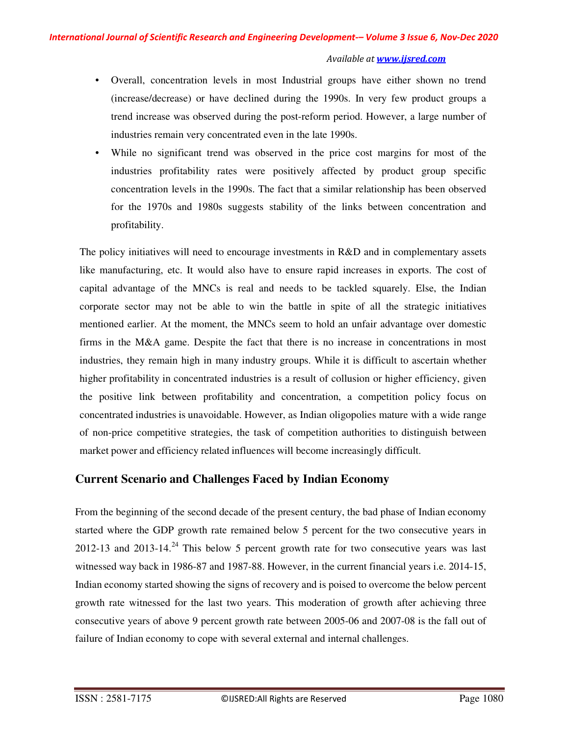- Overall, concentration levels in most Industrial groups have either shown no trend (increase/decrease) or have declined during the 1990s. In very few product groups a trend increase was observed during the post-reform period. However, a large number of industries remain very concentrated even in the late 1990s.
- While no significant trend was observed in the price cost margins for most of the industries profitability rates were positively affected by product group specific concentration levels in the 1990s. The fact that a similar relationship has been observed for the 1970s and 1980s suggests stability of the links between concentration and profitability.

The policy initiatives will need to encourage investments in R&D and in complementary assets like manufacturing, etc. It would also have to ensure rapid increases in exports. The cost of capital advantage of the MNCs is real and needs to be tackled squarely. Else, the Indian corporate sector may not be able to win the battle in spite of all the strategic initiatives mentioned earlier. At the moment, the MNCs seem to hold an unfair advantage over domestic firms in the M&A game. Despite the fact that there is no increase in concentrations in most industries, they remain high in many industry groups. While it is difficult to ascertain whether higher profitability in concentrated industries is a result of collusion or higher efficiency, given the positive link between profitability and concentration, a competition policy focus on concentrated industries is unavoidable. However, as Indian oligopolies mature with a wide range of non-price competitive strategies, the task of competition authorities to distinguish between market power and efficiency related influences will become increasingly difficult.

## Current Scenario and Challenges Faced by Indian Economy

From the beginning of the second decade of the present century, the bad phase of Indian economy started where the GDP growth rate remained below 5 percent for the two consecutive years in 2012-13 and 2013-14.[24] This below 5 percent growth rate for two consecutive years was last witnessed way back in 1986-87 and 1987-88. However, in the current financial years i.e. 2014-15, Indian economy started showing the signs of recovery and is poised to overcome the below percent growth rate witnessed for the last two years. This moderation of growth after achieving three consecutive years of above 9 percent growth rate between 2005-06 and 2007-08 is the fall out of failure of Indian economy to cope with several external and internal challenges.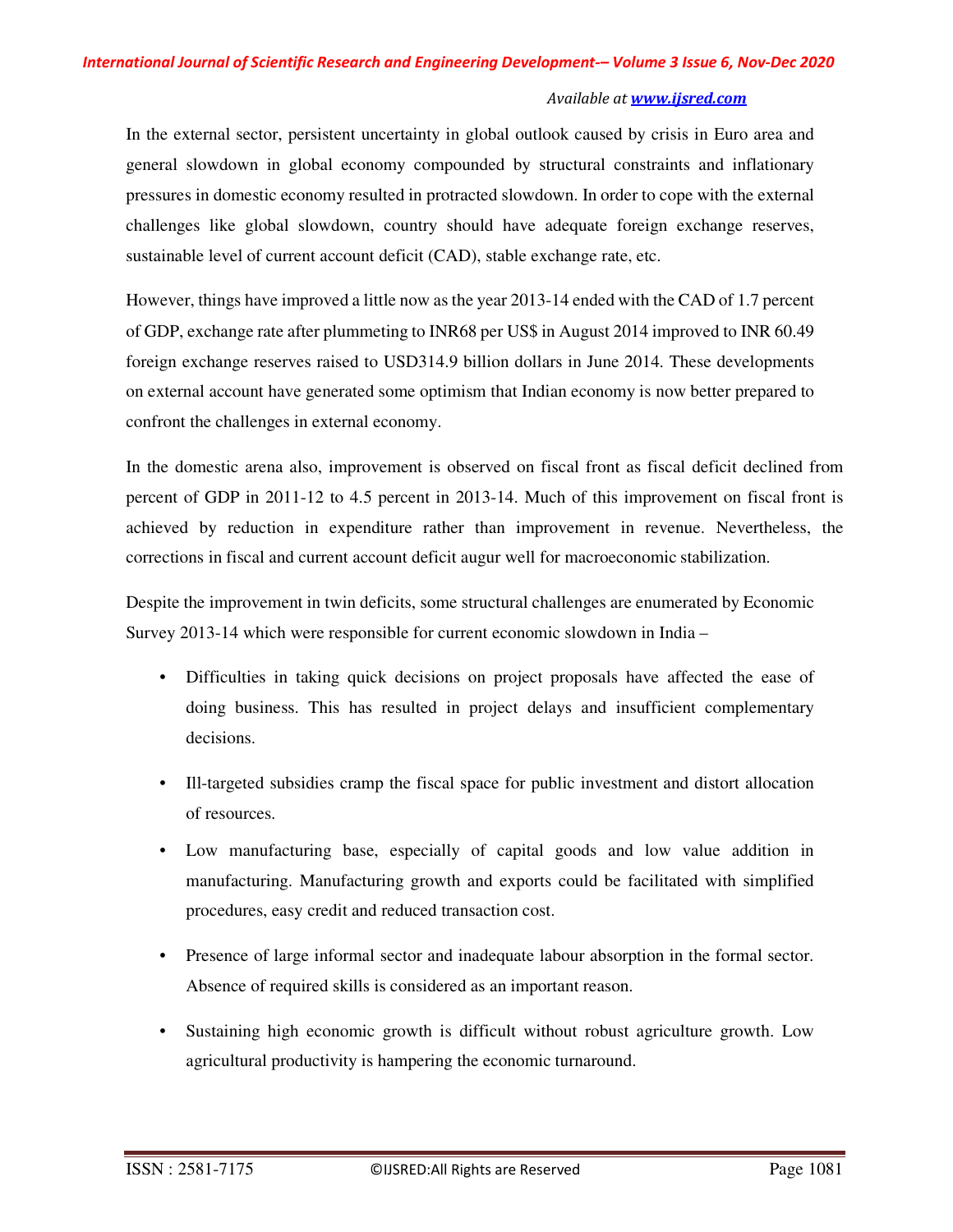In the external sector, persistent uncertainty in global outlook caused by crisis in Euro area and general slowdown in global economy compounded by structural constraints and inflationary pressures in domestic economy resulted in protracted slowdown. In order to cope with the external challenges like global slowdown, country should have adequate foreign exchange reserves, sustainable level of current account deficit (CAD), stable exchange rate, etc.

However, things have improved a little now as the year 2013-14 ended with the CAD of 1.7 percent of GDP, exchange rate after plummeting to INR68 per US$ in August 2014 improved to INR 60.49 foreign exchange reserves raised to USD314.9 billion dollars in June 2014. These developments on external account have generated some optimism that Indian economy is now better prepared to confront the challenges in external economy.

In the domestic arena also, improvement is observed on fiscal front as fiscal deficit declined from percent of GDP in 2011-12 to 4.5 percent in 2013-14. Much of this improvement on fiscal front is achieved by reduction in expenditure rather than improvement in revenue. Nevertheless, the corrections in fiscal and current account deficit augur well for macroeconomic stabilization.

Despite the improvement in twin deficits, some structural challenges are enumerated by Economic Survey 2013-14 which were responsible for current economic slowdown in India –

- Difficulties in taking quick decisions on project proposals have affected the ease of doing business. This has resulted in project delays and insufficient complementary decisions.
- Ill-targeted subsidies cramp the fiscal space for public investment and distort allocation of resources.
- Low manufacturing base, especially of capital goods and low value addition in manufacturing. Manufacturing growth and exports could be facilitated with simplified procedures, easy credit and reduced transaction cost.
- Presence of large informal sector and inadequate labour absorption in the formal sector. Absence of required skills is considered as an important reason.
- Sustaining high economic growth is difficult without robust agriculture growth. Low agricultural productivity is hampering the economic turnaround.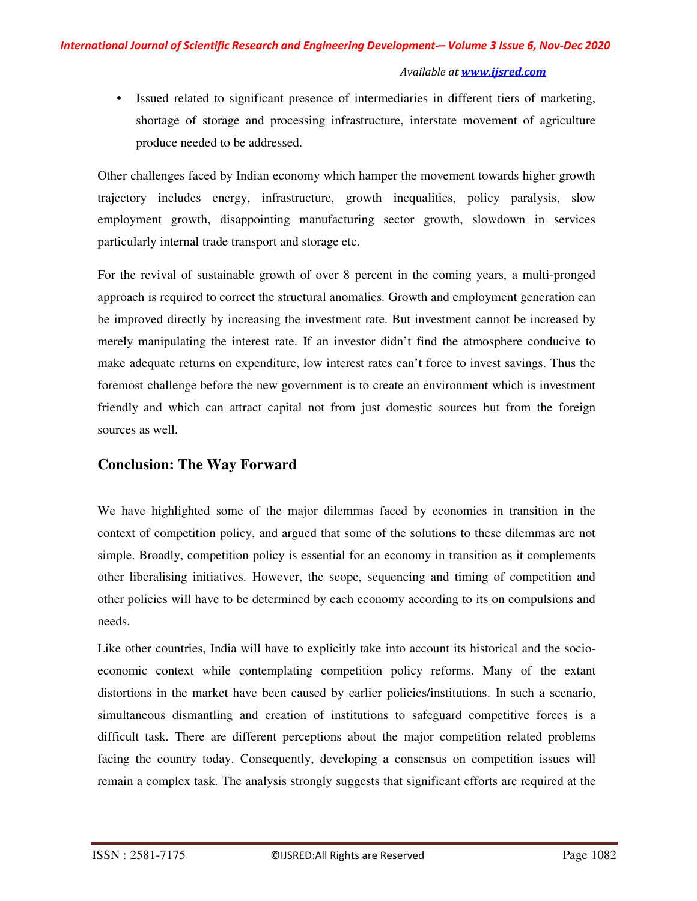- Issued related to significant presence of intermediaries in different tiers of marketing, shortage of storage and processing infrastructure, interstate movement of agriculture produce needed to be addressed.

Other challenges faced by Indian economy which hamper the movement towards higher growth trajectory includes energy, infrastructure, growth inequalities, policy paralysis, slow employment growth, disappointing manufacturing sector growth, slowdown in services particularly internal trade transport and storage etc.

For the revival of sustainable growth of over 8 percent in the coming years, a multi-pronged approach is required to correct the structural anomalies. Growth and employment generation can be improved directly by increasing the investment rate. But investment cannot be increased by merely manipulating the interest rate. If an investor didn't find the atmosphere conducive to make adequate returns on expenditure, low interest rates can't force to invest savings. Thus the foremost challenge before the new government is to create an environment which is investment friendly and which can attract capital not from just domestic sources but from the foreign sources as well.

## Conclusion: The Way Forward

We have highlighted some of the major dilemmas faced by economies in transition in the context of competition policy, and argued that some of the solutions to these dilemmas are not simple. Broadly, competition policy is essential for an economy in transition as it complements other liberalising initiatives. However, the scope, sequencing and timing of competition and other policies will have to be determined by each economy according to its on compulsions and needs.

Like other countries, India will have to explicitly take into account its historical and the socio-economic context while contemplating competition policy reforms. Many of the extant distortions in the market have been caused by earlier policies/institutions. In such a scenario, simultaneous dismantling and creation of institutions to safeguard competitive forces is a difficult task. There are different perceptions about the major competition related problems facing the country today. Consequently, developing a consensus on competition issues will remain a complex task. The analysis strongly suggests that significant efforts are required at the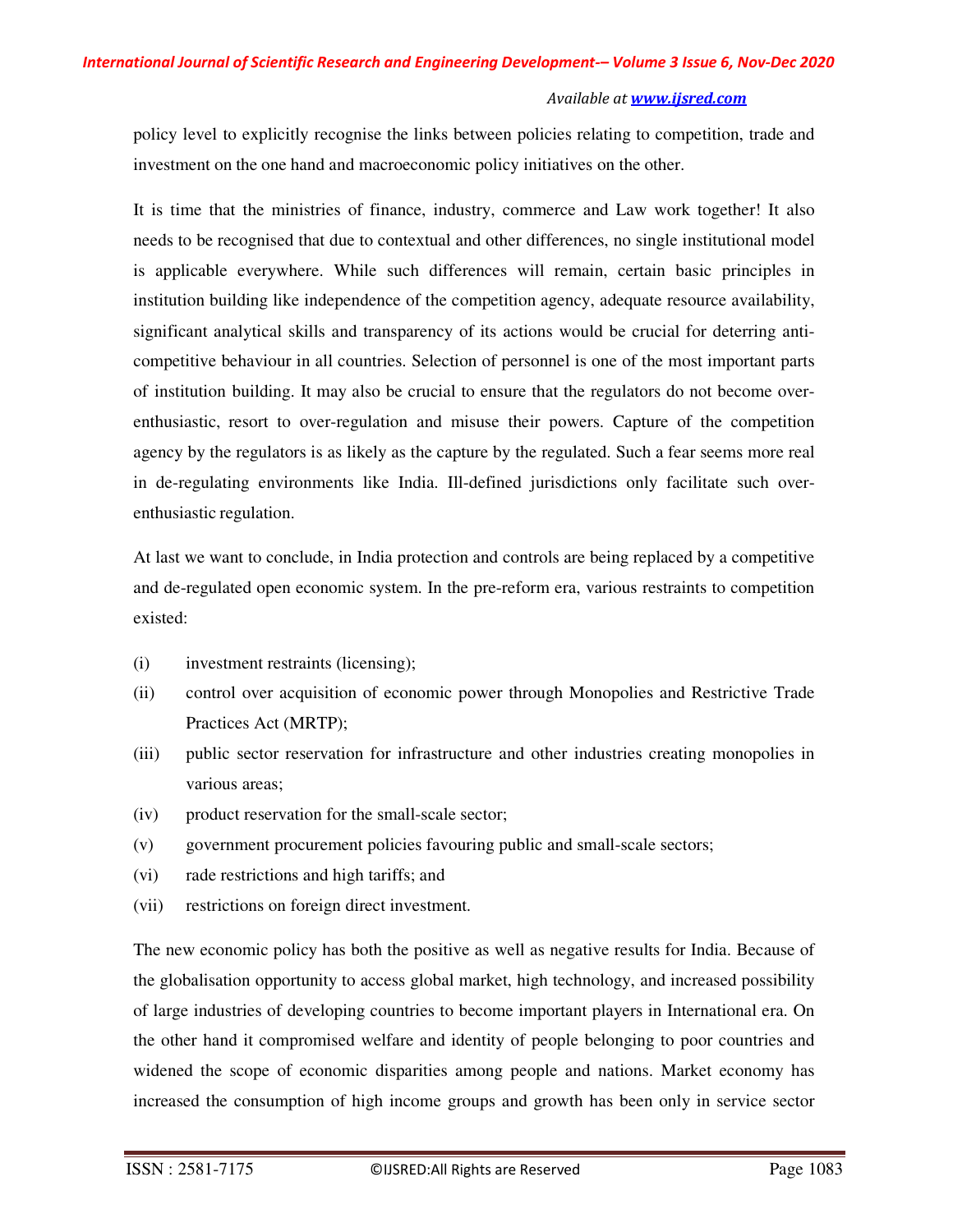policy level to explicitly recognise the links between policies relating to competition, trade and investment on the one hand and macroeconomic policy initiatives on the other.

It is time that the ministries of finance, industry, commerce and Law work together! It also needs to be recognised that due to contextual and other differences, no single institutional model is applicable everywhere. While such differences will remain, certain basic principles in institution building like independence of the competition agency, adequate resource availability, significant analytical skills and transparency of its actions would be crucial for deterring anti-competitive behaviour in all countries. Selection of personnel is one of the most important parts of institution building. It may also be crucial to ensure that the regulators do not become over-enthusiastic, resort to over-regulation and misuse their powers. Capture of the competition agency by the regulators is as likely as the capture by the regulated. Such a fear seems more real in de-regulating environments like India. Ill-defined jurisdictions only facilitate such over-enthusiastic regulation.

At last we want to conclude, in India protection and controls are being replaced by a competitive and de-regulated open economic system. In the pre-reform era, various restraints to competition existed:

(i) investment restraints (licensing);

(ii) control over acquisition of economic power through Monopolies and Restrictive Trade Practices Act (MRTP);

(iii) public sector reservation for infrastructure and other industries creating monopolies in various areas;

(iv) product reservation for the small-scale sector;

(v) government procurement policies favouring public and small-scale sectors;

(vi) rade restrictions and high tariffs; and

(vii) restrictions on foreign direct investment.

The new economic policy has both the positive as well as negative results for India. Because of the globalisation opportunity to access global market, high technology, and increased possibility of large industries of developing countries to become important players in International era. On the other hand it compromised welfare and identity of people belonging to poor countries and widened the scope of economic disparities among people and nations. Market economy has increased the consumption of high income groups and growth has been only in service sector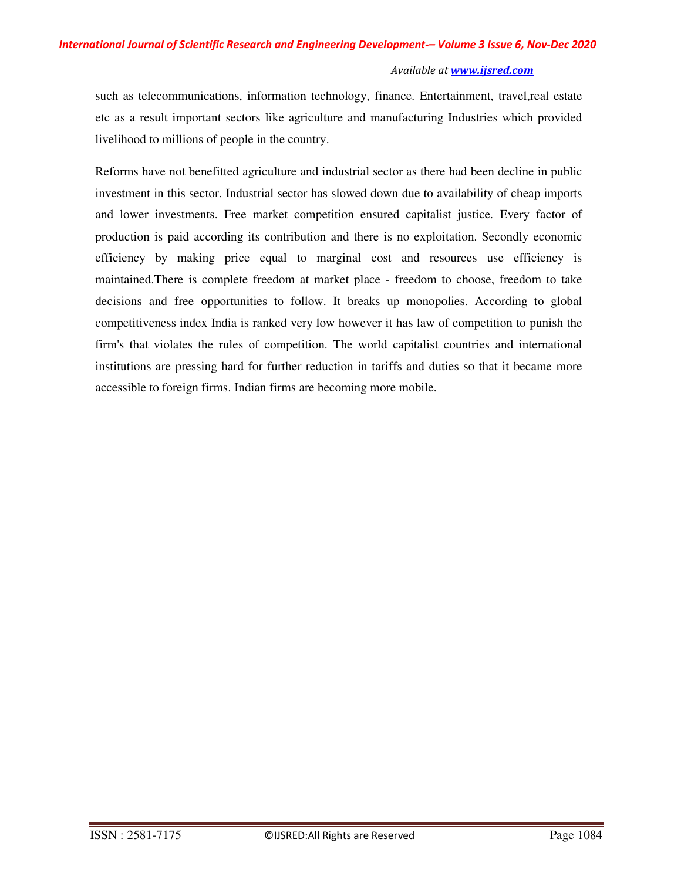such as telecommunications, information technology, finance. Entertainment, travel,real estate etc as a result important sectors like agriculture and manufacturing Industries which provided livelihood to millions of people in the country.

Reforms have not benefitted agriculture and industrial sector as there had been decline in public investment in this sector. Industrial sector has slowed down due to availability of cheap imports and lower investments. Free market competition ensured capitalist justice. Every factor of production is paid according its contribution and there is no exploitation. Secondly economic efficiency by making price equal to marginal cost and resources use efficiency is maintained.There is complete freedom at market place - freedom to choose, freedom to take decisions and free opportunities to follow. It breaks up monopolies. According to global competitiveness index India is ranked very low however it has law of competition to punish the firm's that violates the rules of competition. The world capitalist countries and international institutions are pressing hard for further reduction in tariffs and duties so that it became more accessible to foreign firms. Indian firms are becoming more mobile.